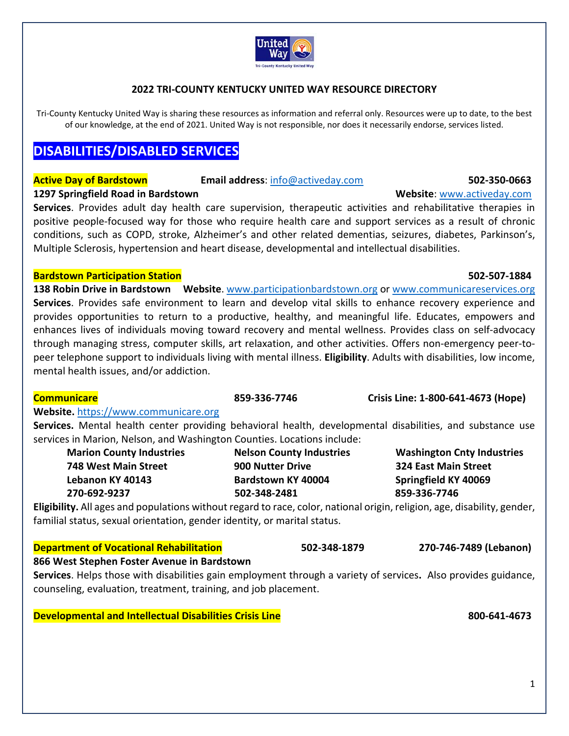**2022 TRI-COUNTY KENTUCKY UNITED WAY RESOURCE DIRECTORY**

Tri-County Kentucky United Way is sharing these resources as information and referral only. Resources were up to date, to the best of our knowledge, at the end of 2021. United Way is not responsible, nor does it necessarily endorse, services listed.

# DISABILITIES/DISABLED SERVICES

**Active Day of Bardstown** **Email address**: info@activeday.com **502-350-0663**
**1297 Springfield Road in Bardstown** **Website**: www.activeday.com
**Services**. Provides adult day health care supervision, therapeutic activities and rehabilitative therapies in positive people-focused way for those who require health care and support services as a result of chronic conditions, such as COPD, stroke, Alzheimer's and other related dementias, seizures, diabetes, Parkinson's, Multiple Sclerosis, hypertension and heart disease, developmental and intellectual disabilities.

**Bardstown Participation Station** **502-507-1884**
**138 Robin Drive in Bardstown** **Website**. www.participationbardstown.org or www.communicareservices.org
**Services**. Provides safe environment to learn and develop vital skills to enhance recovery experience and provides opportunities to return to a productive, healthy, and meaningful life. Educates, empowers and enhances lives of individuals moving toward recovery and mental wellness. Provides class on self-advocacy through managing stress, computer skills, art relaxation, and other activities. Offers non-emergency peer-to-peer telephone support to individuals living with mental illness. **Eligibility**. Adults with disabilities, low income, mental health issues, and/or addiction.

**Communicare** **859-336-7746** **Crisis Line: 1-800-641-4673 (Hope)**
**Website.** https://www.communicare.org
**Services.** Mental health center providing behavioral health, developmental disabilities, and substance use services in Marion, Nelson, and Washington Counties. Locations include:

| Marion County Industries | Nelson County Industries | Washington Cnty Industries |
|---|---|---|
| 748 West Main Street | 900 Nutter Drive | 324 East Main Street |
| Lebanon KY 40143 | Bardstown KY 40004 | Springfield KY 40069 |
| 270-692-9237 | 502-348-2481 | 859-336-7746 |

**Eligibility.** All ages and populations without regard to race, color, national origin, religion, age, disability, gender, familial status, sexual orientation, gender identity, or marital status.

**Department of Vocational Rehabilitation** **502-348-1879** **270-746-7489 (Lebanon)**
**866 West Stephen Foster Avenue in Bardstown**
**Services**. Helps those with disabilities gain employment through a variety of services**.** Also provides guidance, counseling, evaluation, treatment, training, and job placement.

**Developmental and Intellectual Disabilities Crisis Line** **800-641-4673**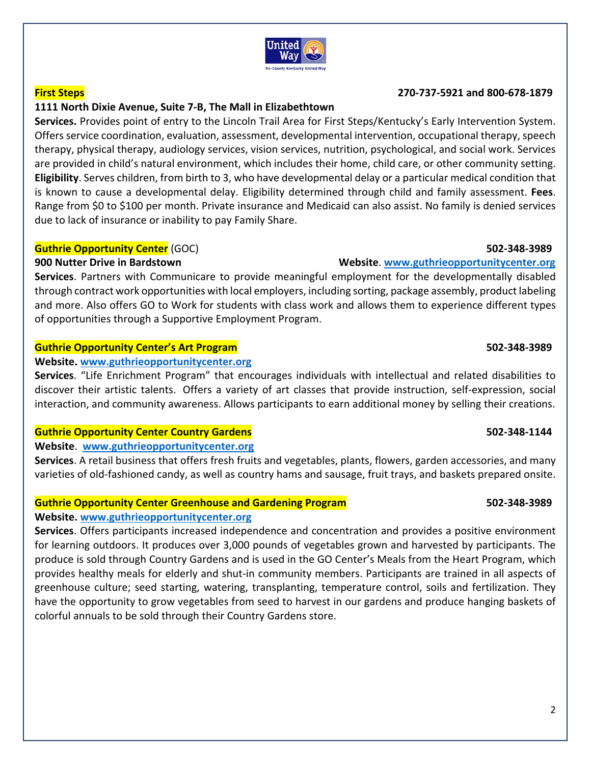## First Steps

**270-737-5921 and 800-678-1879**

**1111 North Dixie Avenue, Suite 7-B, The Mall in Elizabethtown**

**Services.** Provides point of entry to the Lincoln Trail Area for First Steps/Kentucky's Early Intervention System. Offers service coordination, evaluation, assessment, developmental intervention, occupational therapy, speech therapy, physical therapy, audiology services, vision services, nutrition, psychological, and social work. Services are provided in child's natural environment, which includes their home, child care, or other community setting. **Eligibility**. Serves children, from birth to 3, who have developmental delay or a particular medical condition that is known to cause a developmental delay. Eligibility determined through child and family assessment. **Fees**. Range from $0 to $100 per month. Private insurance and Medicaid can also assist. No family is denied services due to lack of insurance or inability to pay Family Share.

## Guthrie Opportunity Center (GOC)

**502-348-3989**

**900 Nutter Drive in Bardstown**

**Website**. [www.guthrieopportunitycenter.org](http://www.guthrieopportunitycenter.org)

**Services**. Partners with Communicare to provide meaningful employment for the developmentally disabled through contract work opportunities with local employers, including sorting, package assembly, product labeling and more. Also offers GO to Work for students with class work and allows them to experience different types of opportunities through a Supportive Employment Program.

## Guthrie Opportunity Center's Art Program

**502-348-3989**

**Website.** [www.guthrieopportunitycenter.org](http://www.guthrieopportunitycenter.org)

**Services**. "Life Enrichment Program" that encourages individuals with intellectual and related disabilities to discover their artistic talents. Offers a variety of art classes that provide instruction, self-expression, social interaction, and community awareness. Allows participants to earn additional money by selling their creations.

## Guthrie Opportunity Center Country Gardens

**502-348-1144**

**Website**. [www.guthrieopportunitycenter.org](http://www.guthrieopportunitycenter.org)

**Services**. A retail business that offers fresh fruits and vegetables, plants, flowers, garden accessories, and many varieties of old-fashioned candy, as well as country hams and sausage, fruit trays, and baskets prepared onsite.

## Guthrie Opportunity Center Greenhouse and Gardening Program

**502-348-3989**

**Website.** [www.guthrieopportunitycenter.org](http://www.guthrieopportunitycenter.org)

**Services**. Offers participants increased independence and concentration and provides a positive environment for learning outdoors. It produces over 3,000 pounds of vegetables grown and harvested by participants. The produce is sold through Country Gardens and is used in the GO Center's Meals from the Heart Program, which provides healthy meals for elderly and shut-in community members. Participants are trained in all aspects of greenhouse culture; seed starting, watering, transplanting, temperature control, soils and fertilization. They have the opportunity to grow vegetables from seed to harvest in our gardens and produce hanging baskets of colorful annuals to be sold through their Country Gardens store.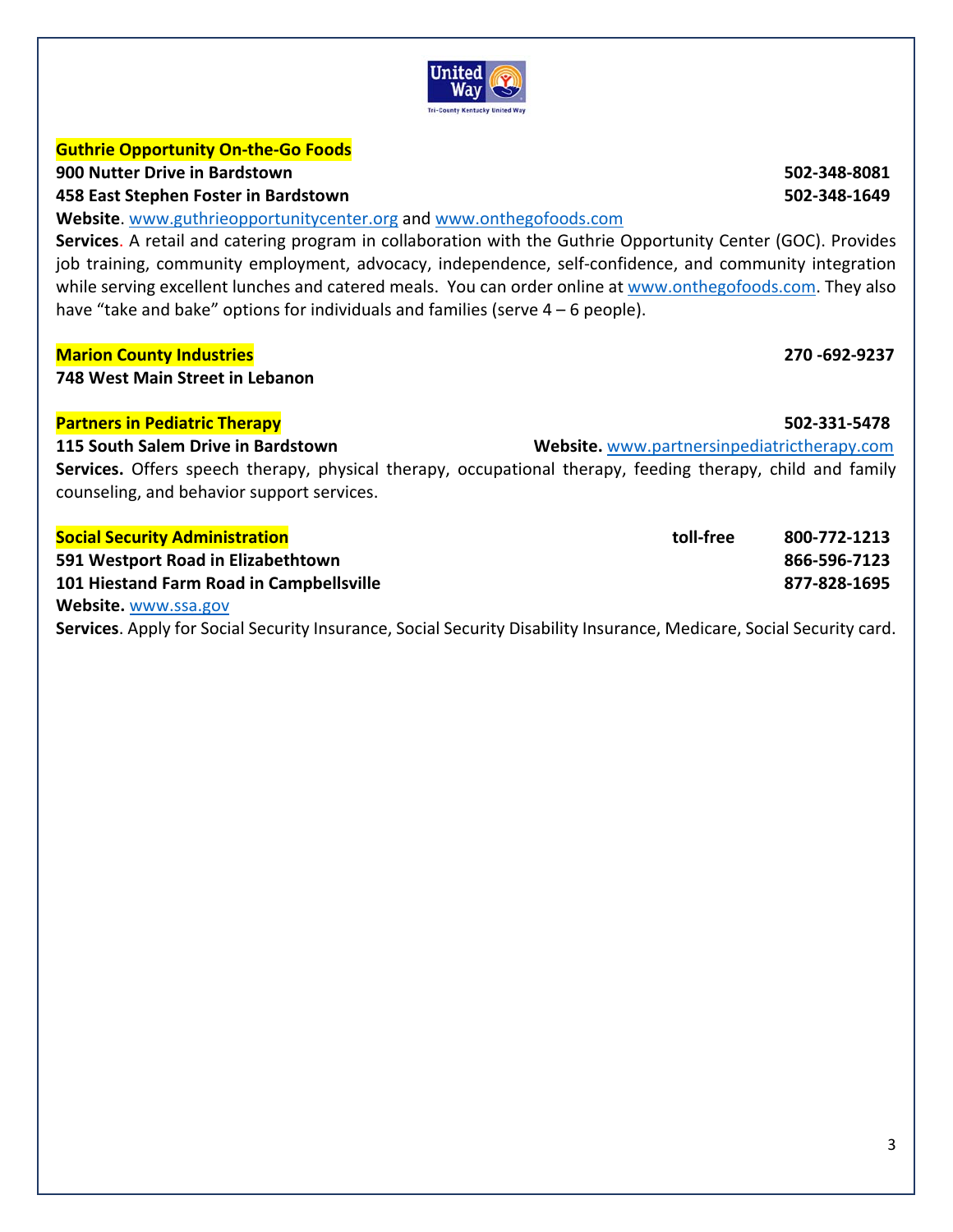**Guthrie Opportunity On-the-Go Foods**

**900 Nutter Drive in Bardstown** **502-348-8081**

**458 East Stephen Foster in Bardstown** **502-348-1649**

**Website**. www.guthrieopportunitycenter.org and www.onthegofoods.com

**Services**. A retail and catering program in collaboration with the Guthrie Opportunity Center (GOC). Provides job training, community employment, advocacy, independence, self-confidence, and community integration while serving excellent lunches and catered meals. You can order online at www.onthegofoods.com. They also have "take and bake" options for individuals and families (serve 4 – 6 people).

**Marion County Industries** **270 -692-9237**

**748 West Main Street in Lebanon**

**Partners in Pediatric Therapy** **502-331-5478**

**115 South Salem Drive in Bardstown** **Website.** www.partnersinpediatrictherapy.com

**Services.** Offers speech therapy, physical therapy, occupational therapy, feeding therapy, child and family counseling, and behavior support services.

**Social Security Administration** **toll-free** **800-772-1213**

**591 Westport Road in Elizabethtown** **866-596-7123**

**101 Hiestand Farm Road in Campbellsville** **877-828-1695**

**Website.** www.ssa.gov

**Services**. Apply for Social Security Insurance, Social Security Disability Insurance, Medicare, Social Security card.